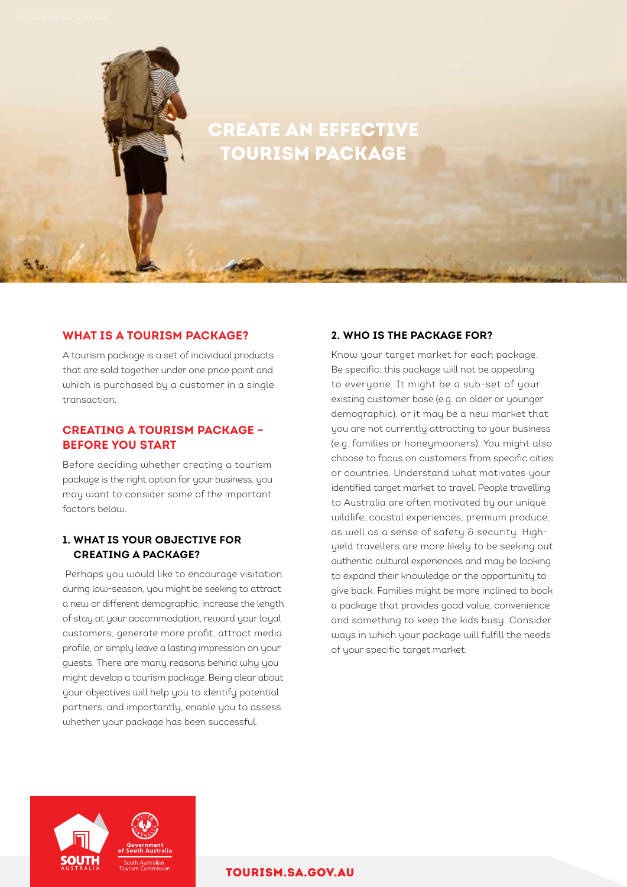MOUNT OSMOND, ADELAIDE

# CREATE AN EFFECTIVE TOURISM PACKAGE

## WHAT IS A TOURISM PACKAGE?

A tourism package is a set of individual products that are sold together under one price point and which is purchased by a customer in a single transaction.

## CREATING A TOURISM PACKAGE – BEFORE YOU START

Before deciding whether creating a tourism package is the right option for your business, you may want to consider some of the important factors below.

### 1. WHAT IS YOUR OBJECTIVE FOR CREATING A PACKAGE?

Perhaps you would like to encourage visitation during low-season, you might be seeking to attract a new or different demographic, increase the length of stay at your accommodation, reward your loyal customers, generate more profit, attract media profile, or simply leave a lasting impression on your guests. There are many reasons behind why you might develop a tourism package. Being clear about your objectives will help you to identify potential partners, and importantly, enable you to assess whether your package has been successful.

### 2. WHO IS THE PACKAGE FOR?

Know your target market for each package. Be specific; this package will not be appealing to everyone. It might be a sub-set of your existing customer base (e.g. an older or younger demographic), or it may be a new market that you are not currently attracting to your business (e.g. families or honeymooners). You might also choose to focus on customers from specific cities or countries. Understand what motivates your identified target market to travel. People travelling to Australia are often motivated by our unique wildlife, coastal experiences, premium produce, as well as a sense of safety & security. High-yield travellers are more likely to be seeking out authentic cultural experiences and may be looking to expand their knowledge or the opportunity to give back. Families might be more inclined to book a package that provides good value, convenience and something to keep the kids busy. Consider ways in which your package will fulfill the needs of your specific target market.

SOUTH AUSTRALIA | Government of South Australia | South Australian Tourism Commission

TOURISM.SA.GOV.AU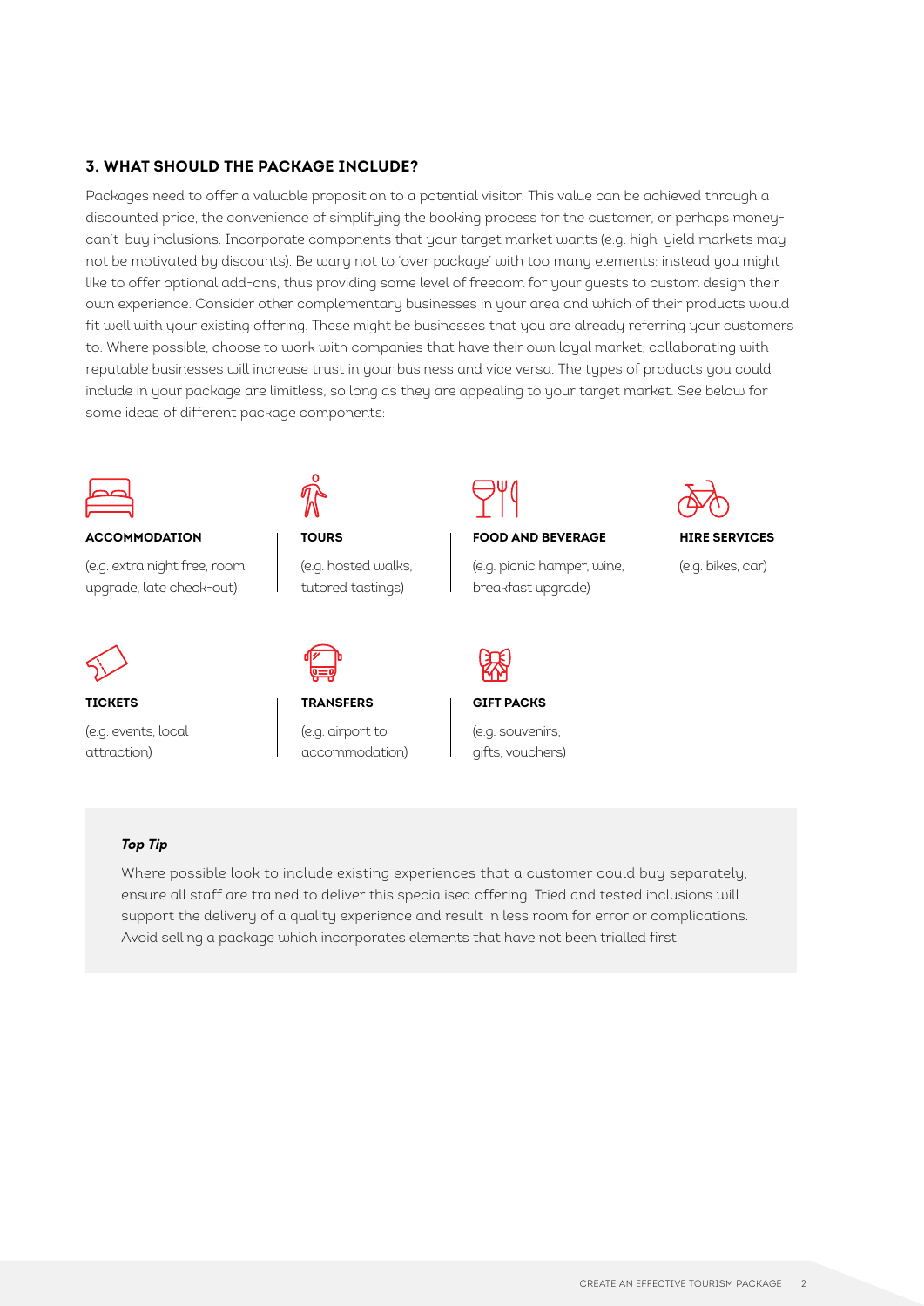### 3. WHAT SHOULD THE PACKAGE INCLUDE?

Packages need to offer a valuable proposition to a potential visitor. This value can be achieved through a discounted price, the convenience of simplifying the booking process for the customer, or perhaps money-can't-buy inclusions. Incorporate components that your target market wants (e.g. high-yield markets may not be motivated by discounts). Be wary not to 'over package' with too many elements; instead you might like to offer optional add-ons, thus providing some level of freedom for your guests to custom design their own experience. Consider other complementary businesses in your area and which of their products would fit well with your existing offering. These might be businesses that you are already referring your customers to. Where possible, choose to work with companies that have their own loyal market; collaborating with reputable businesses will increase trust in your business and vice versa. The types of products you could include in your package are limitless, so long as they are appealing to your target market. See below for some ideas of different package components:

**ACCOMMODATION**

(e.g. extra night free, room upgrade, late check-out)

**TOURS**

(e.g. hosted walks, tutored tastings)

**FOOD AND BEVERAGE**

(e.g. picnic hamper, wine, breakfast upgrade)

**HIRE SERVICES**

(e.g. bikes, car)

**TICKETS**

(e.g. events, local attraction)

**TRANSFERS**

(e.g. airport to accommodation)

**GIFT PACKS**

(e.g. souvenirs, gifts, vouchers)

***Top Tip***

Where possible look to include existing experiences that a customer could buy separately, ensure all staff are trained to deliver this specialised offering. Tried and tested inclusions will support the delivery of a quality experience and result in less room for error or complications. Avoid selling a package which incorporates elements that have not been trialled first.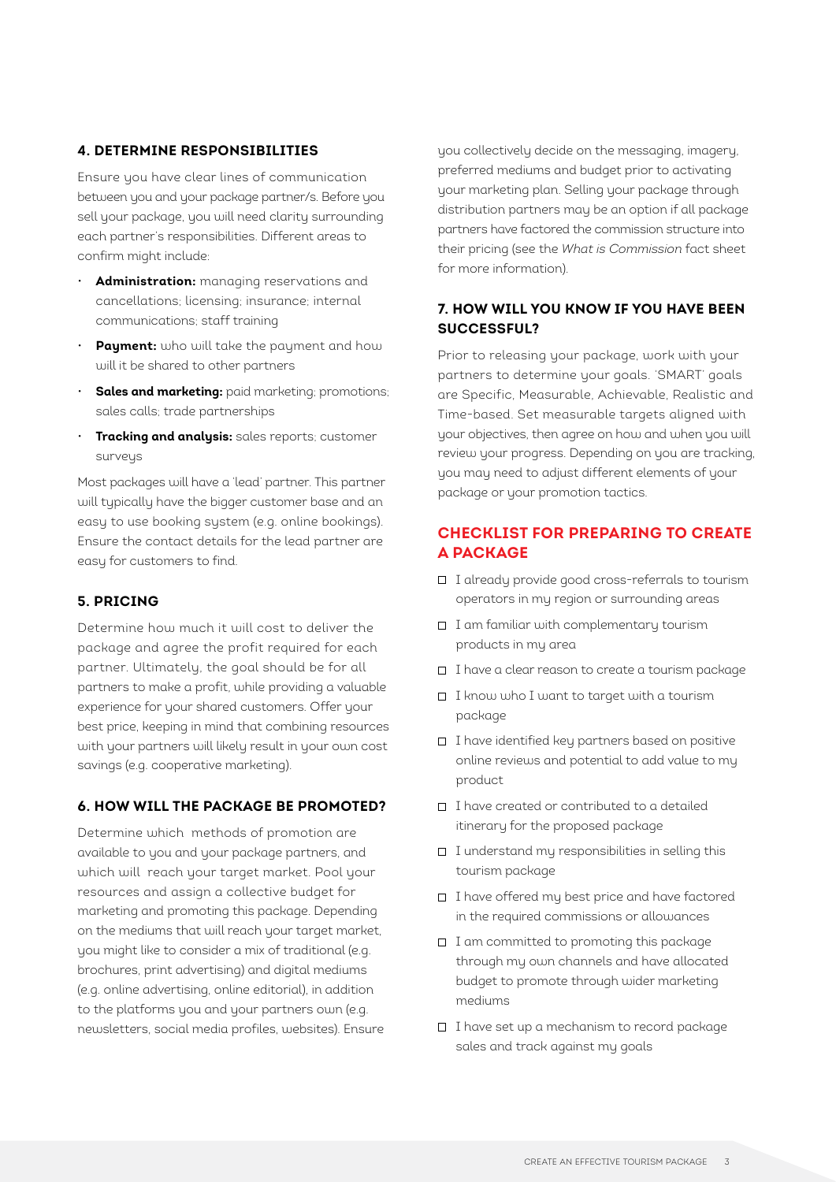### 4. DETERMINE RESPONSIBILITIES

Ensure you have clear lines of communication between you and your package partner/s. Before you sell your package, you will need clarity surrounding each partner's responsibilities. Different areas to confirm might include:

- **Administration:** managing reservations and cancellations; licensing; insurance; internal communications; staff training
- **Payment:** who will take the payment and how will it be shared to other partners
- **Sales and marketing:** paid marketing; promotions; sales calls; trade partnerships
- **Tracking and analysis:** sales reports; customer surveys

Most packages will have a 'lead' partner. This partner will typically have the bigger customer base and an easy to use booking system (e.g. online bookings). Ensure the contact details for the lead partner are easy for customers to find.

### 5. PRICING

Determine how much it will cost to deliver the package and agree the profit required for each partner. Ultimately, the goal should be for all partners to make a profit, while providing a valuable experience for your shared customers. Offer your best price, keeping in mind that combining resources with your partners will likely result in your own cost savings (e.g. cooperative marketing).

### 6. HOW WILL THE PACKAGE BE PROMOTED?

Determine which methods of promotion are available to you and your package partners, and which will reach your target market. Pool your resources and assign a collective budget for marketing and promoting this package. Depending on the mediums that will reach your target market, you might like to consider a mix of traditional (e.g. brochures, print advertising) and digital mediums (e.g. online advertising, online editorial), in addition to the platforms you and your partners own (e.g. newsletters, social media profiles, websites). Ensure you collectively decide on the messaging, imagery, preferred mediums and budget prior to activating your marketing plan. Selling your package through distribution partners may be an option if all package partners have factored the commission structure into their pricing (see the *What is Commission* fact sheet for more information).

### 7. HOW WILL YOU KNOW IF YOU HAVE BEEN SUCCESSFUL?

Prior to releasing your package, work with your partners to determine your goals. 'SMART' goals are Specific, Measurable, Achievable, Realistic and Time-based. Set measurable targets aligned with your objectives, then agree on how and when you will review your progress. Depending on you are tracking, you may need to adjust different elements of your package or your promotion tactics.

## CHECKLIST FOR PREPARING TO CREATE A PACKAGE

- ☐ I already provide good cross-referrals to tourism operators in my region or surrounding areas
- ☐ I am familiar with complementary tourism products in my area
- ☐ I have a clear reason to create a tourism package
- ☐ I know who I want to target with a tourism package
- ☐ I have identified key partners based on positive online reviews and potential to add value to my product
- ☐ I have created or contributed to a detailed itinerary for the proposed package
- ☐ I understand my responsibilities in selling this tourism package
- ☐ I have offered my best price and have factored in the required commissions or allowances
- ☐ I am committed to promoting this package through my own channels and have allocated budget to promote through wider marketing mediums
- ☐ I have set up a mechanism to record package sales and track against my goals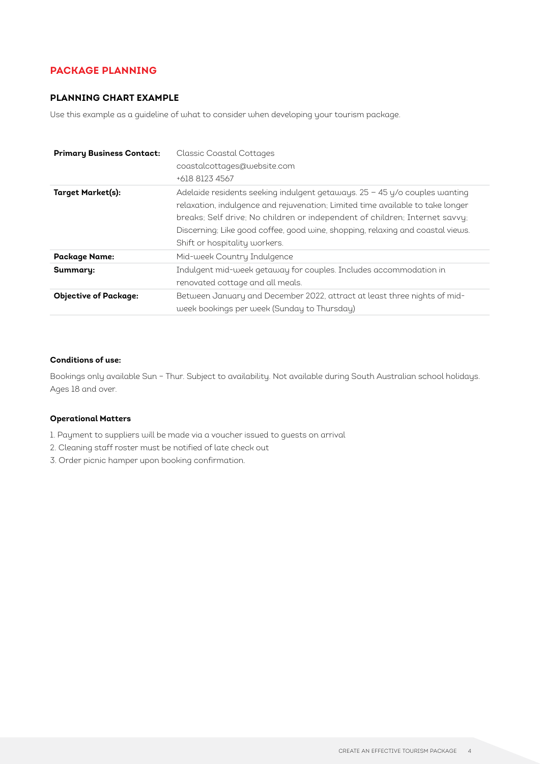## PACKAGE PLANNING

### PLANNING CHART EXAMPLE

Use this example as a guideline of what to consider when developing your tourism package.

| | |
|---|---|
| **Primary Business Contact:** | Classic Coastal Cottages<br>coastalcottages@website.com<br>+618 8123 4567 |
| **Target Market(s):** | Adelaide residents seeking indulgent getaways. 25 – 45 y/o couples wanting relaxation, indulgence and rejuvenation; Limited time available to take longer breaks; Self drive; No children or independent of children; Internet savvy; Discerning; Like good coffee, good wine, shopping, relaxing and coastal views. Shift or hospitality workers. |
| **Package Name:** | Mid-week Country Indulgence |
| **Summary:** | Indulgent mid-week getaway for couples. Includes accommodation in renovated cottage and all meals. |
| **Objective of Package:** | Between January and December 2022, attract at least three nights of mid-week bookings per week (Sunday to Thursday) |

**Conditions of use:**

Bookings only available Sun – Thur. Subject to availability. Not available during South Australian school holidays. Ages 18 and over.

**Operational Matters**

1. Payment to suppliers will be made via a voucher issued to guests on arrival
2. Cleaning staff roster must be notified of late check out
3. Order picnic hamper upon booking confirmation.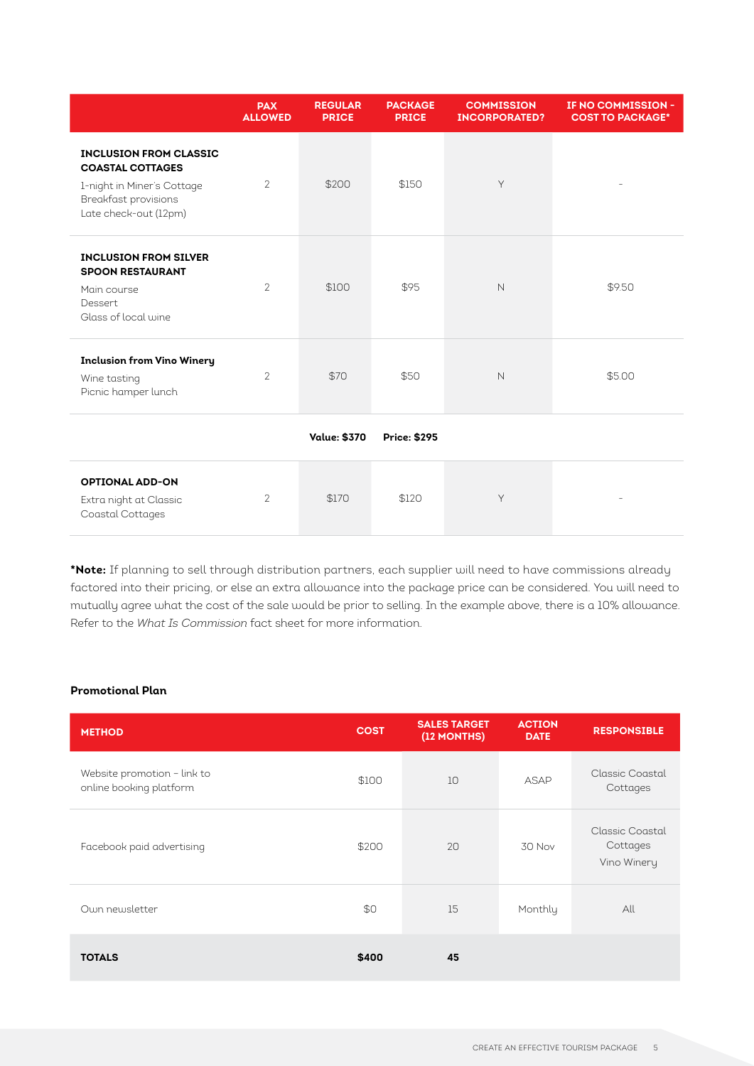| | PAX ALLOWED | REGULAR PRICE | PACKAGE PRICE | COMMISSION INCORPORATED? | IF NO COMMISSION - COST TO PACKAGE* |
|---|---|---|---|---|---|
| **INCLUSION FROM CLASSIC COASTAL COTTAGES**<br>1-night in Miner's Cottage<br>Breakfast provisions<br>Late check-out (12pm) | 2 | $200 | $150 | Y | - |
| **INCLUSION FROM SILVER SPOON RESTAURANT**<br>Main course<br>Dessert<br>Glass of local wine | 2 | $100 | $95 | N | $9.50 |
| **Inclusion from Vino Winery**<br>Wine tasting<br>Picnic hamper lunch | 2 | $70 | $50 | N | $5.00 |
| | | **Value: $370** | **Price: $295** | | |
| **OPTIONAL ADD-ON**<br>Extra night at Classic Coastal Cottages | 2 | $170 | $120 | Y | - |

***Note:** If planning to sell through distribution partners, each supplier will need to have commissions already factored into their pricing, or else an extra allowance into the package price can be considered. You will need to mutually agree what the cost of the sale would be prior to selling. In the example above, there is a 10% allowance. Refer to the *What Is Commission* fact sheet for more information.

**Promotional Plan**

| METHOD | COST | SALES TARGET (12 MONTHS) | ACTION DATE | RESPONSIBLE |
|---|---|---|---|---|
| Website promotion – link to online booking platform | $100 | 10 | ASAP | Classic Coastal Cottages |
| Facebook paid advertising | $200 | 20 | 30 Nov | Classic Coastal Cottages<br>Vino Winery |
| Own newsletter | $0 | 15 | Monthly | All |
| **TOTALS** | **$400** | **45** | | |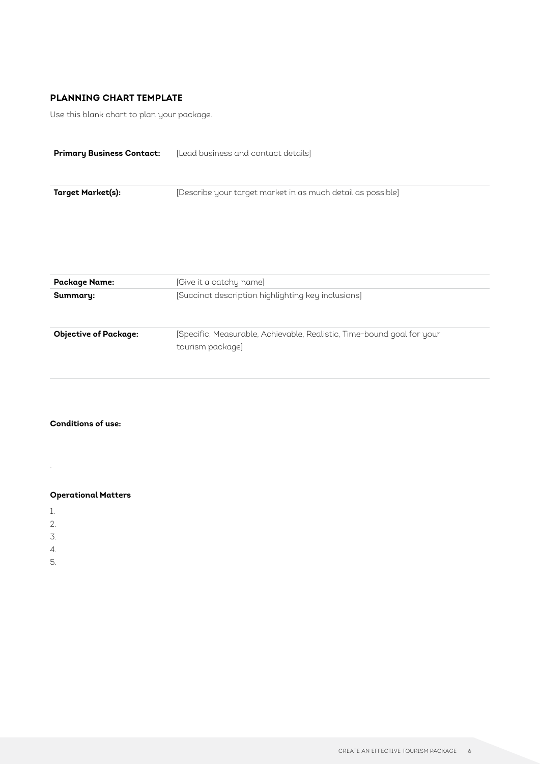## PLANNING CHART TEMPLATE

Use this blank chart to plan your package.

| | |
|---|---|
| **Primary Business Contact:** | [Lead business and contact details] |
| **Target Market(s):** | [Describe your target market in as much detail as possible] |

| | |
|---|---|
| **Package Name:** | [Give it a catchy name] |
| **Summary:** | [Succinct description highlighting key inclusions] |
| **Objective of Package:** | [Specific, Measurable, Achievable, Realistic, Time-bound goal for your tourism package] |

**Conditions of use:**

**Operational Matters**

1.
2.
3.
4.
5.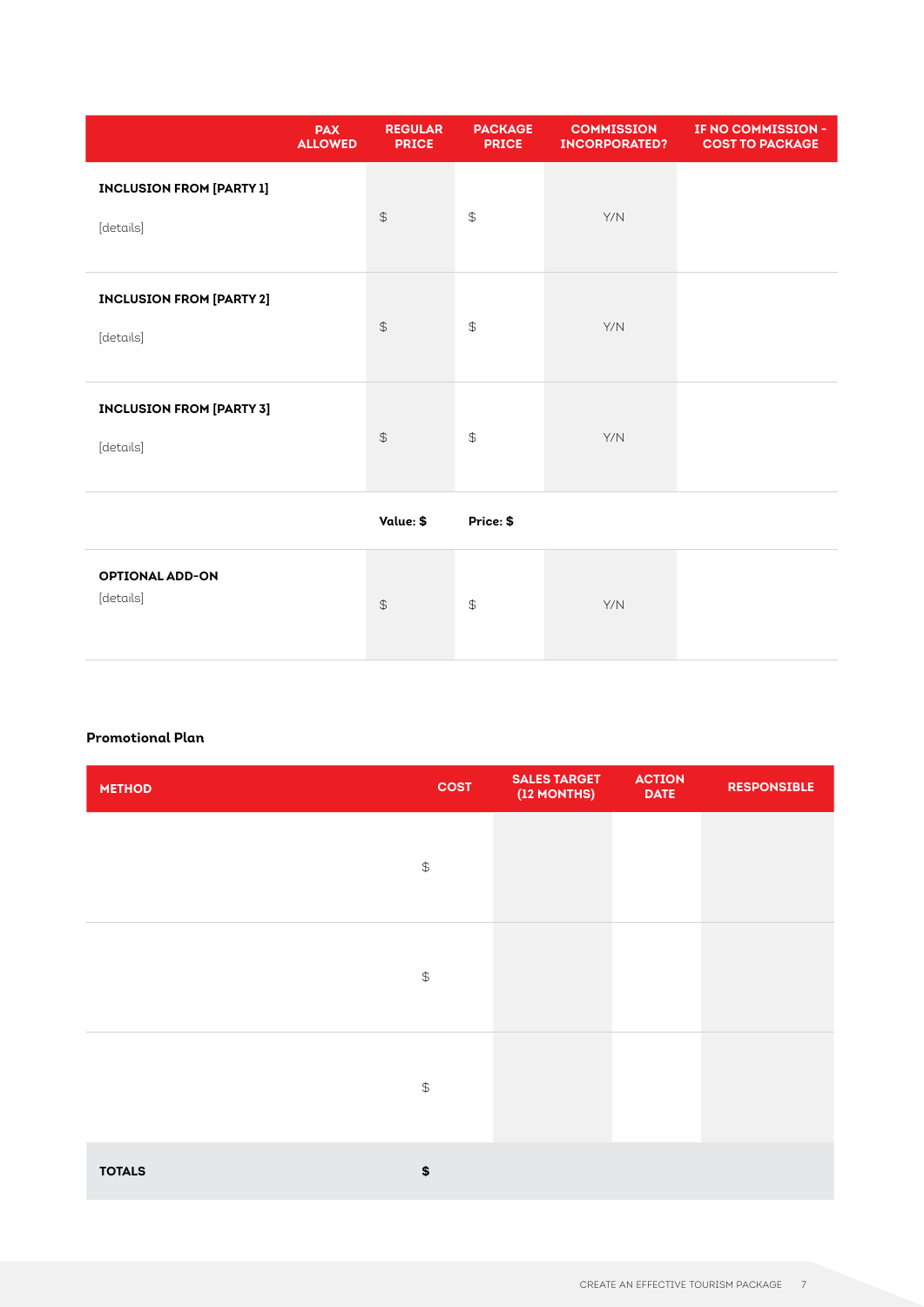| | PAX ALLOWED | REGULAR PRICE | PACKAGE PRICE | COMMISSION INCORPORATED? | IF NO COMMISSION - COST TO PACKAGE |
|---|---|---|---|---|---|
| **INCLUSION FROM [PARTY 1]** [details] | | $ | $ | Y/N | |
| **INCLUSION FROM [PARTY 2]** [details] | | $ | $ | Y/N | |
| **INCLUSION FROM [PARTY 3]** [details] | | $ | $ | Y/N | |
| | | **Value: $** | **Price: $** | | |
| **OPTIONAL ADD-ON** [details] | | $ | $ | Y/N | |

**Promotional Plan**

| METHOD | COST | SALES TARGET (12 MONTHS) | ACTION DATE | RESPONSIBLE |
|---|---|---|---|---|
| | $ | | | |
| | $ | | | |
| | $ | | | |
| **TOTALS** | **$** | | | |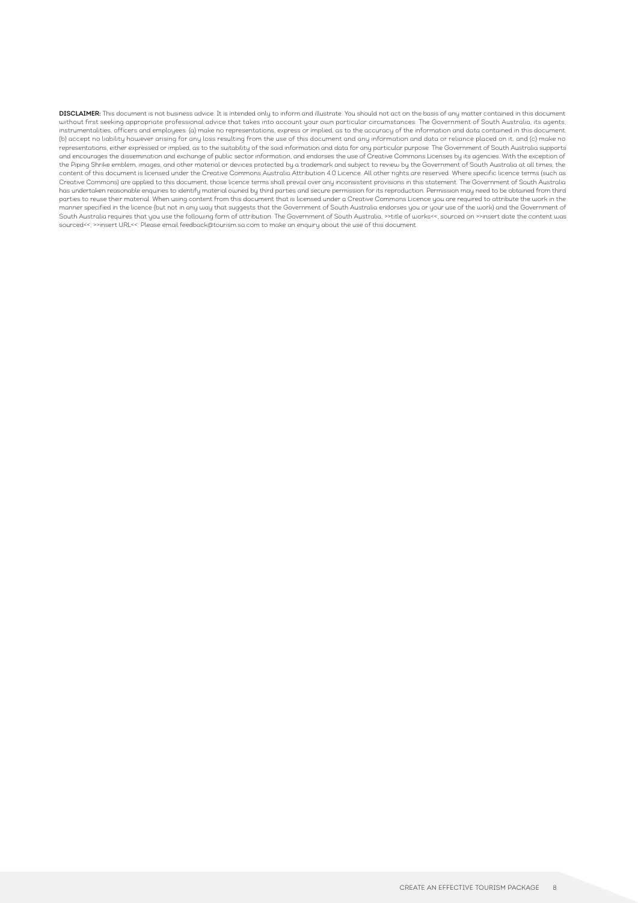**DISCLAIMER:** This document is not business advice. It is intended only to inform and illustrate. You should not act on the basis of any matter contained in this document without first seeking appropriate professional advice that takes into account your own particular circumstances. The Government of South Australia, its agents, instrumentalities, officers and employees: (a) make no representations, express or implied, as to the accuracy of the information and data contained in this document; (b) accept no liability however arising for any loss resulting from the use of this document and any information and data or reliance placed on it; and (c) make no representations, either expressed or implied, as to the suitability of the said information and data for any particular purpose. The Government of South Australia supports and encourages the dissemination and exchange of public sector information, and endorses the use of Creative Commons Licenses by its agencies. With the exception of the Piping Shrike emblem, images, and other material or devices protected by a trademark and subject to review by the Government of South Australia at all times, the content of this document is licensed under the Creative Commons Australia Attribution 4.0 Licence. All other rights are reserved. Where specific licence terms (such as Creative Commons) are applied to this document, those licence terms shall prevail over any inconsistent provisions in this statement. The Government of South Australia has undertaken reasonable enquiries to identify material owned by third parties and secure permission for its reproduction. Permission may need to be obtained from third parties to reuse their material. When using content from this document that is licensed under a Creative Commons Licence you are required to attribute the work in the manner specified in the licence (but not in any way that suggests that the Government of South Australia endorses you or your use of the work) and the Government of South Australia requires that you use the following form of attribution. The Government of South Australia, >>title of works<<, sourced on >>insert date the content was sourced<<, >>insert URL<<. Please email feedback@tourism.sa.com to make an enquiry about the use of this document.